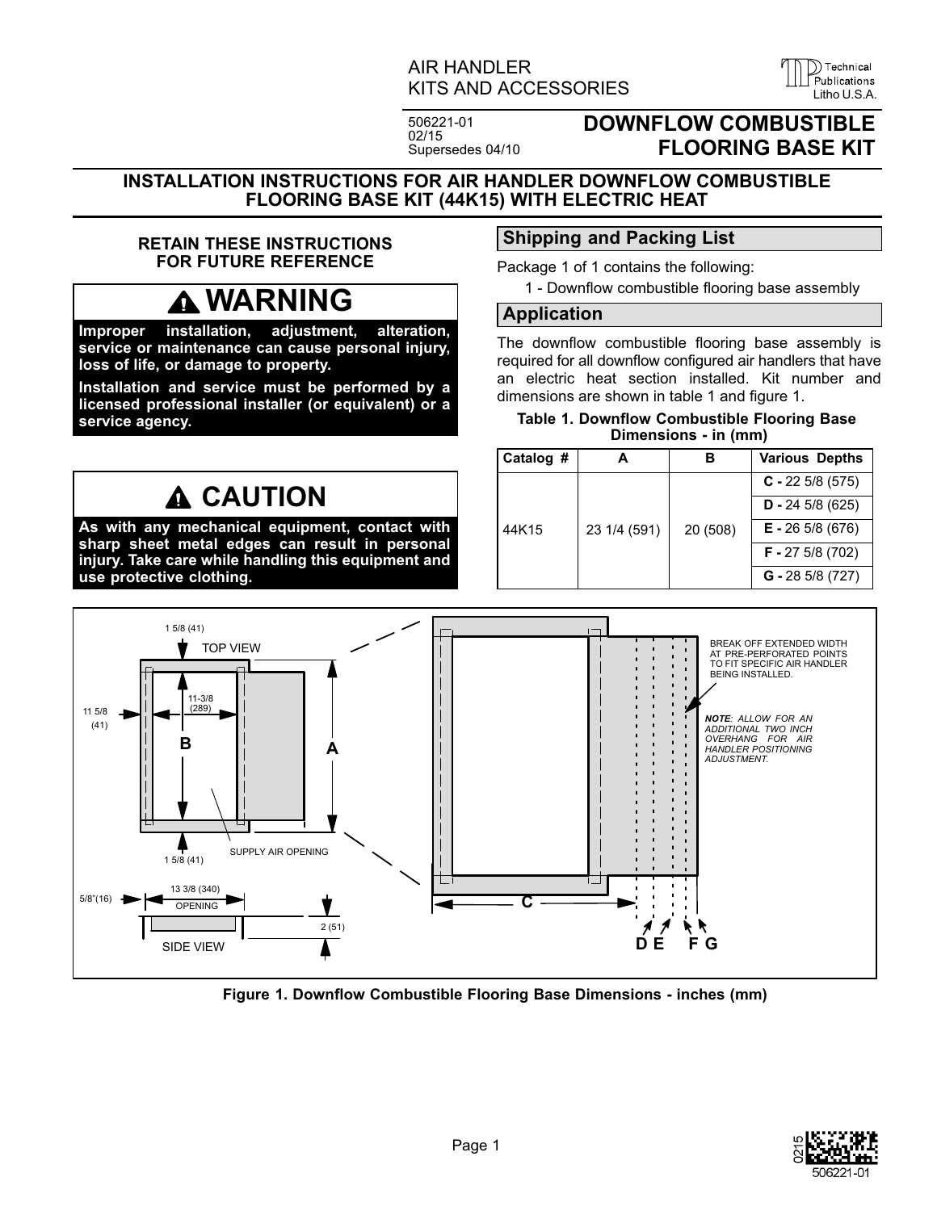AIR HANDLER
KITS AND ACCESSORIES

506221-01
02/15
Supersedes 04/10

# DOWNFLOW COMBUSTIBLE FLOORING BASE KIT

## INSTALLATION INSTRUCTIONS FOR AIR HANDLER DOWNFLOW COMBUSTIBLE FLOORING BASE KIT (44K15) WITH ELECTRIC HEAT

**RETAIN THESE INSTRUCTIONS FOR FUTURE REFERENCE**

**WARNING**

**Improper installation, adjustment, alteration, service or maintenance can cause personal injury, loss of life, or damage to property.**

**Installation and service must be performed by a licensed professional installer (or equivalent) or a service agency.**

**CAUTION**

**As with any mechanical equipment, contact with sharp sheet metal edges can result in personal injury. Take care while handling this equipment and use protective clothing.**

## Shipping and Packing List

Package 1 of 1 contains the following:

1 - Downflow combustible flooring base assembly

## Application

The downflow combustible flooring base assembly is required for all downflow configured air handlers that have an electric heat section installed. Kit number and dimensions are shown in table 1 and figure 1.

**Table 1. Downflow Combustible Flooring Base Dimensions - in (mm)**

| Catalog # | A | B | Various Depths |
|---|---|---|---|
| 44K15 | 23 1/4 (591) | 20 (508) | **C -** 22 5/8 (575) |
| | | | **D -** 24 5/8 (625) |
| | | | **E -** 26 5/8 (676) |
| | | | **F -** 27 5/8 (702) |
| | | | **G -** 28 5/8 (727) |

TOP VIEW
1 5/8 (41)
11 5/8 (41)
11-3/8 (289)
B
A
1 5/8 (41)
SUPPLY AIR OPENING

SIDE VIEW
5/8"(16)
13 3/8 (340) OPENING
2 (51)

BREAK OFF EXTENDED WIDTH AT PRE-PERFORATED POINTS TO FIT SPECIFIC AIR HANDLER BEING INSTALLED.

*NOTE: ALLOW FOR AN ADDITIONAL TWO INCH OVERHANG FOR AIR HANDLER POSITIONING ADJUSTMENT.*

C
D E F G

**Figure 1. Downflow Combustible Flooring Base Dimensions - inches (mm)**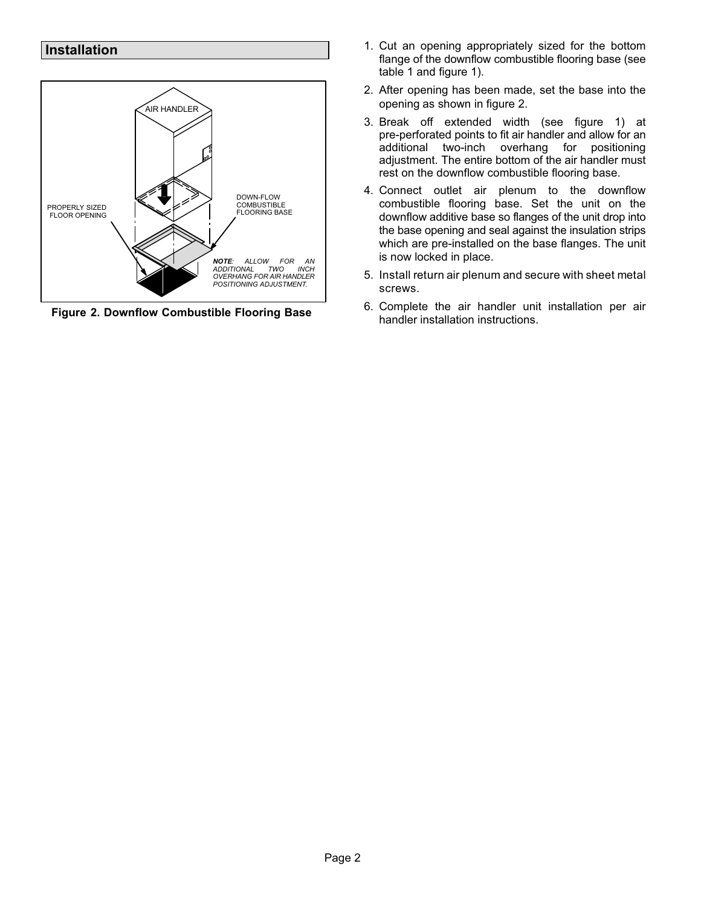## Installation

AIR HANDLER

PROPERLY SIZED FLOOR OPENING

DOWN-FLOW COMBUSTIBLE FLOORING BASE

***NOTE**: ALLOW FOR AN ADDITIONAL TWO INCH OVERHANG FOR AIR HANDLER POSITIONING ADJUSTMENT.*

**Figure 2. Downflow Combustible Flooring Base**

1. Cut an opening appropriately sized for the bottom flange of the downflow combustible flooring base (see table 1 and figure 1).
2. After opening has been made, set the base into the opening as shown in figure 2.
3. Break off extended width (see figure 1) at pre-perforated points to fit air handler and allow for an additional two-inch overhang for positioning adjustment. The entire bottom of the air handler must rest on the downflow combustible flooring base.
4. Connect outlet air plenum to the downflow combustible flooring base. Set the unit on the downflow additive base so flanges of the unit drop into the base opening and seal against the insulation strips which are pre-installed on the base flanges. The unit is now locked in place.
5. Install return air plenum and secure with sheet metal screws.
6. Complete the air handler unit installation per air handler installation instructions.